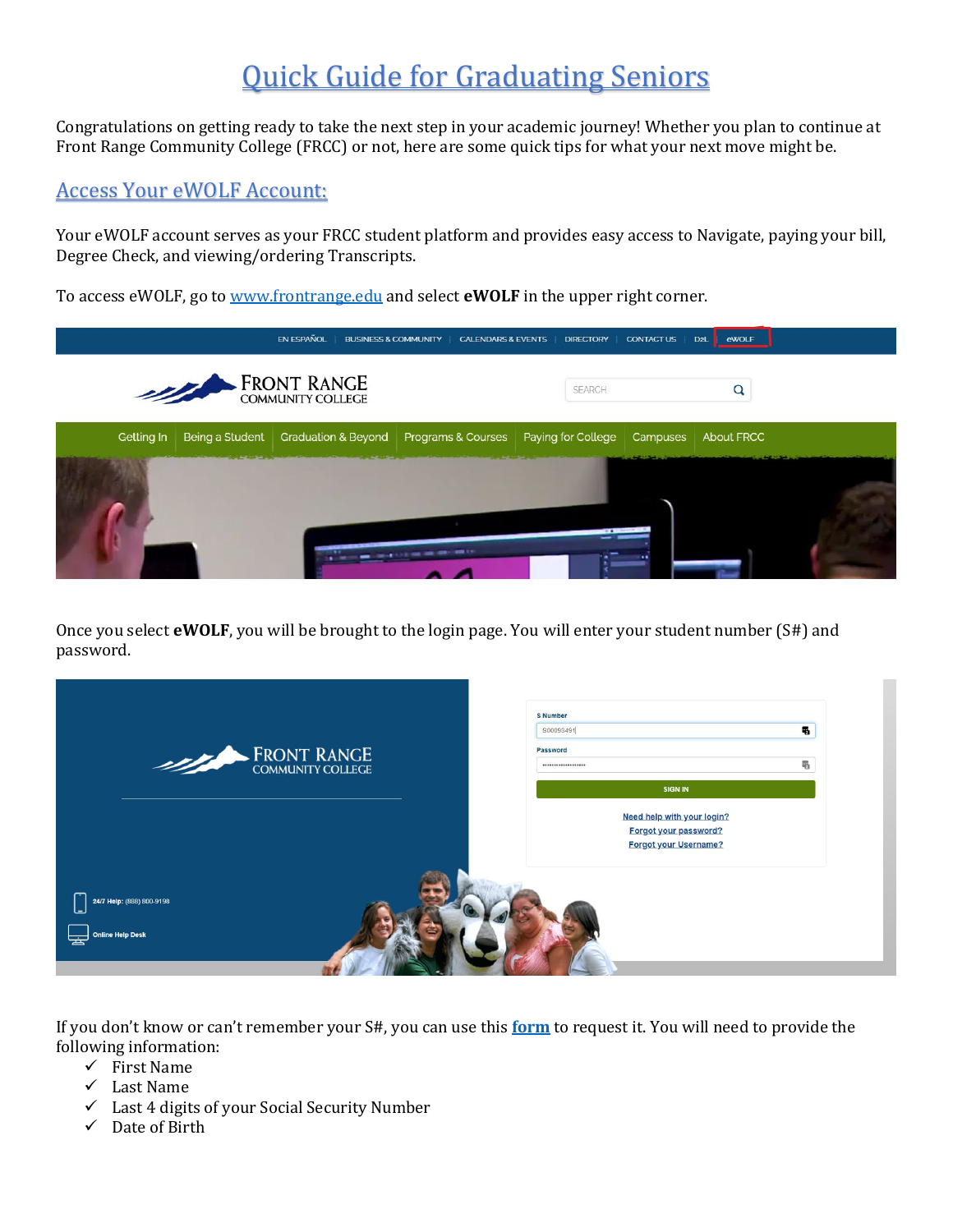# Quick Guide for Graduating Seniors

Congratulations on getting ready to take the next step in your academic journey! Whether you plan to continue at Front Range Community College (FRCC) or not, here are some quick tips for what your next move might be.

## Access Your eWOLF Account:

Your eWOLF account serves as your FRCC student platform and provides easy access to Navigate, paying your bill, Degree Check, and viewing/ordering Transcripts.

To access eWOLF, go to www.frontrange.edu and select **eWOLF** in the upper right corner.

Once you select **eWOLF**, you will be brought to the login page. You will enter your student number (S#) and password.

If you don't know or can't remember your S#, you can use this **form** to request it. You will need to provide the following information:

- ✓ First Name
- ✓ Last Name
- ✓ Last 4 digits of your Social Security Number
- ✓ Date of Birth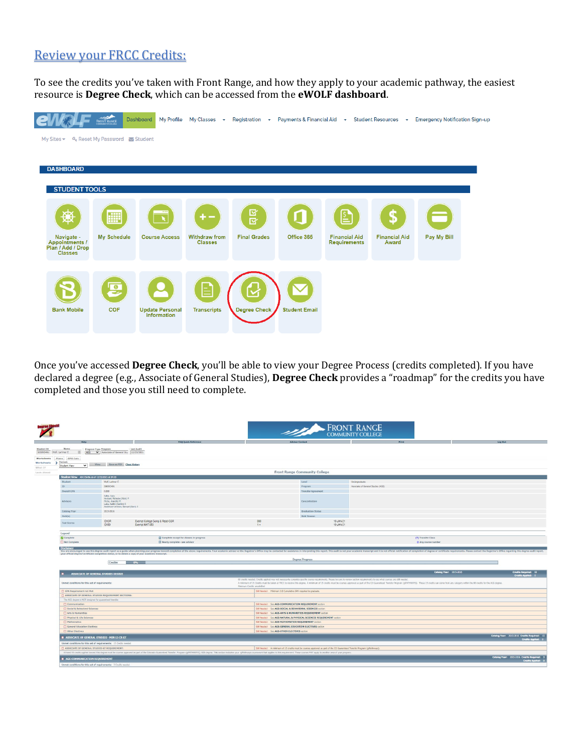## Review your FRCC Credits:

To see the credits you've taken with Front Range, and how they apply to your academic pathway, the easiest resource is **Degree Check**, which can be accessed from the **eWOLF dashboard**.

Once you've accessed **Degree Check**, you'll be able to view your Degree Process (credits completed). If you have declared a degree (e.g., Associate of General Studies), **Degree Check** provides a "roadmap" for the credits you have completed and those you still need to complete.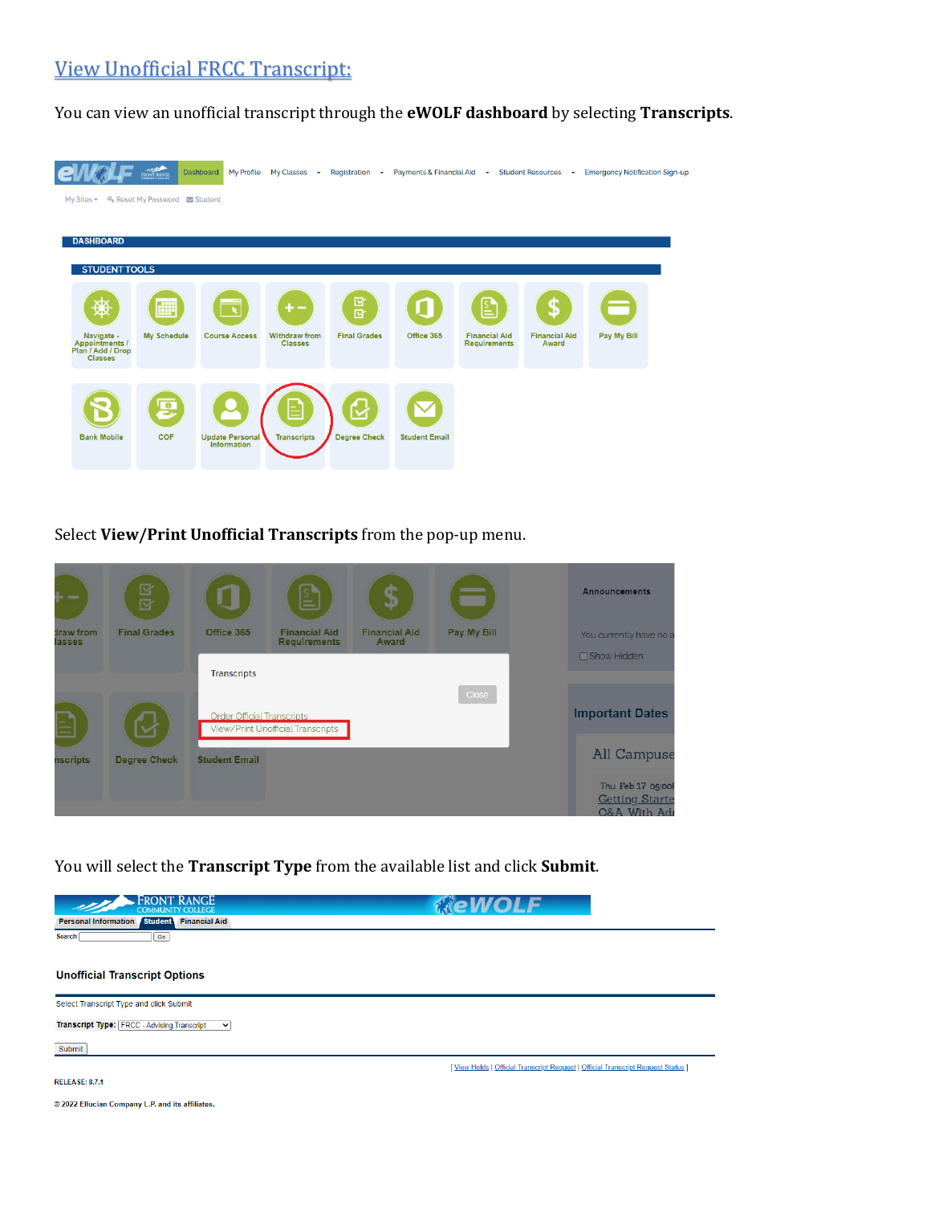## View Unofficial FRCC Transcript:

You can view an unofficial transcript through the **eWOLF dashboard** by selecting **Transcripts**.

Select **View/Print Unofficial Transcripts** from the pop-up menu.

You will select the **Transcript Type** from the available list and click **Submit**.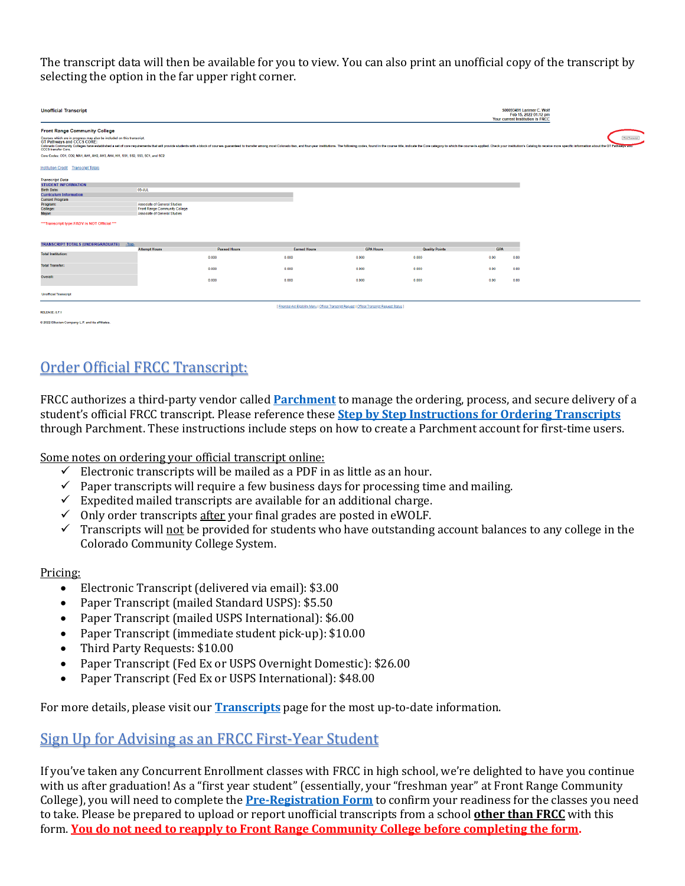The transcript data will then be available for you to view. You can also print an unofficial copy of the transcript by selecting the option in the far upper right corner.

## Order Official FRCC Transcript:

FRCC authorizes a third-party vendor called **Parchment** to manage the ordering, process, and secure delivery of a student's official FRCC transcript. Please reference these **Step by Step Instructions for Ordering Transcripts** through Parchment. These instructions include steps on how to create a Parchment account for first-time users.

Some notes on ordering your official transcript online:

- ✓ Electronic transcripts will be mailed as a PDF in as little as an hour.
- ✓ Paper transcripts will require a few business days for processing time and mailing.
- ✓ Expedited mailed transcripts are available for an additional charge.
- ✓ Only order transcripts after your final grades are posted in eWOLF.
- ✓ Transcripts will not be provided for students who have outstanding account balances to any college in the Colorado Community College System.

Pricing:

- Electronic Transcript (delivered via email): $3.00
- Paper Transcript (mailed Standard USPS): $5.50
- Paper Transcript (mailed USPS International): $6.00
- Paper Transcript (immediate student pick-up): $10.00
- Third Party Requests: $10.00
- Paper Transcript (Fed Ex or USPS Overnight Domestic): $26.00
- Paper Transcript (Fed Ex or USPS International): $48.00

For more details, please visit our **Transcripts** page for the most up-to-date information.

## Sign Up for Advising as an FRCC First-Year Student

If you've taken any Concurrent Enrollment classes with FRCC in high school, we're delighted to have you continue with us after graduation! As a "first year student" (essentially, your "freshman year" at Front Range Community College), you will need to complete the **Pre-Registration Form** to confirm your readiness for the classes you need to take. Please be prepared to upload or report unofficial transcripts from a school **other than FRCC** with this form. **You do not need to reapply to Front Range Community College before completing the form.**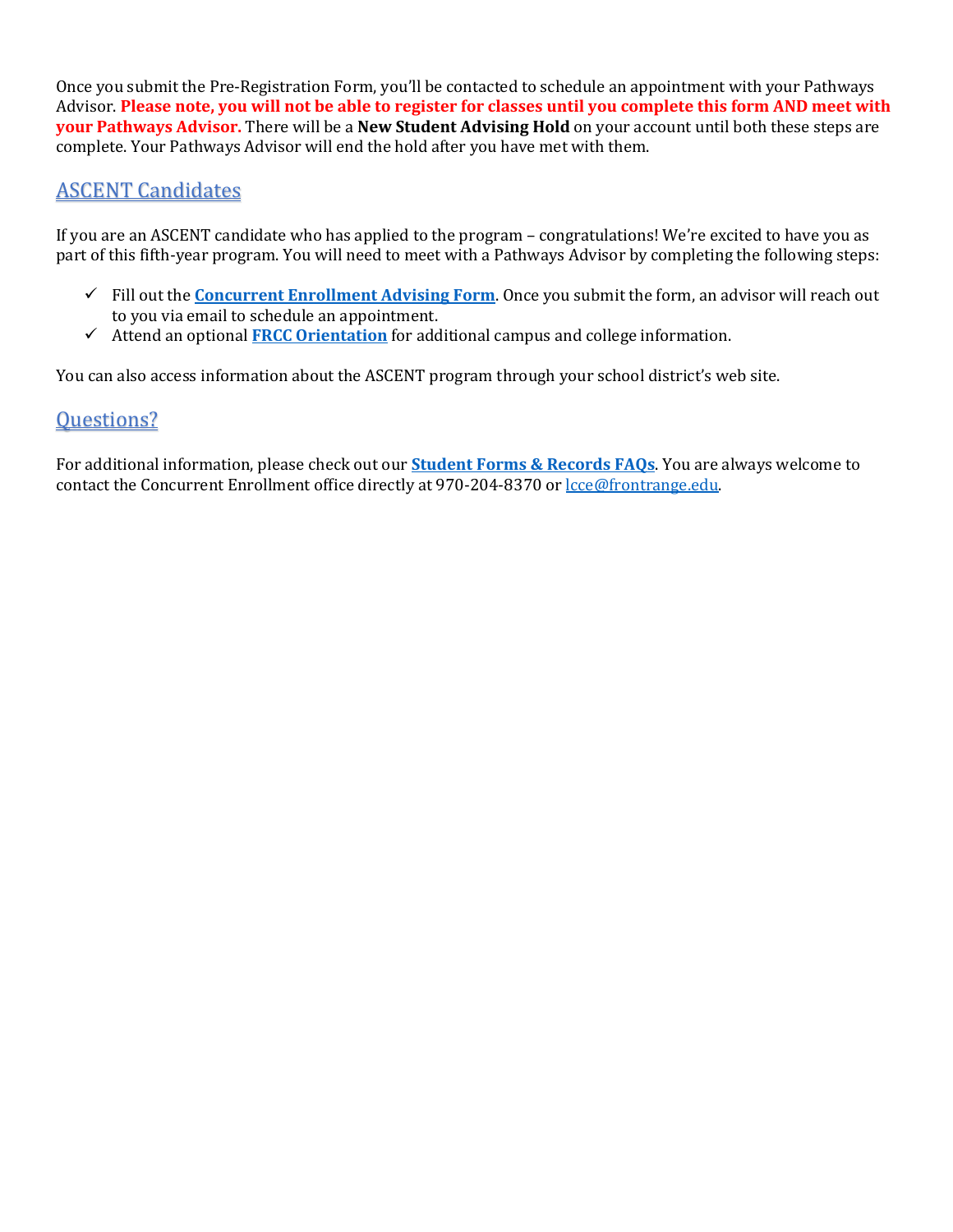Once you submit the Pre-Registration Form, you'll be contacted to schedule an appointment with your Pathways Advisor. **Please note, you will not be able to register for classes until you complete this form AND meet with your Pathways Advisor.** There will be a **New Student Advising Hold** on your account until both these steps are complete. Your Pathways Advisor will end the hold after you have met with them.

## ASCENT Candidates

If you are an ASCENT candidate who has applied to the program – congratulations! We're excited to have you as part of this fifth-year program. You will need to meet with a Pathways Advisor by completing the following steps:

- ✓ Fill out the **Concurrent Enrollment Advising Form**. Once you submit the form, an advisor will reach out to you via email to schedule an appointment.
- ✓ Attend an optional **FRCC Orientation** for additional campus and college information.

You can also access information about the ASCENT program through your school district's web site.

## Questions?

For additional information, please check out our **Student Forms & Records FAQs**. You are always welcome to contact the Concurrent Enrollment office directly at 970-204-8370 or lcce@frontrange.edu.